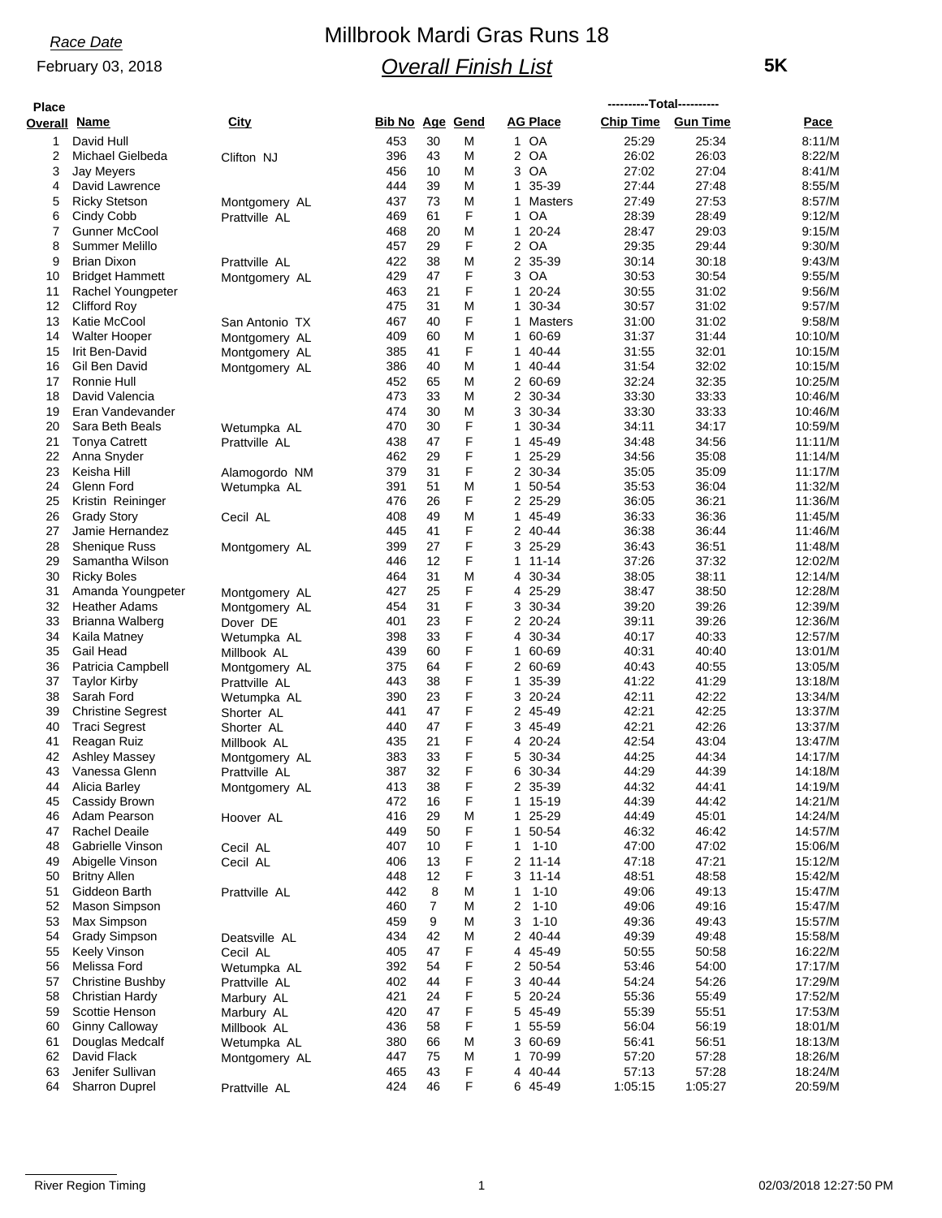*Race Date*

February 03, 2018

# Millbrook Mardi Gras Runs 18

## *Overall Finish List*

**5K**

| Place Overall | Name | City | Bib No | Age | Gend | AG Place | Chip Time | Gun Time | Pace |
|---|---|---|---|---|---|---|---|---|---|
| 1 | David Hull | | 453 | 30 | M | 1 OA | 25:29 | 25:34 | 8:11/M |
| 2 | Michael Gielbeda | Clifton NJ | 396 | 43 | M | 2 OA | 26:02 | 26:03 | 8:22/M |
| 3 | Jay Meyers | | 456 | 10 | M | 3 OA | 27:02 | 27:04 | 8:41/M |
| 4 | David Lawrence | | 444 | 39 | M | 1 35-39 | 27:44 | 27:48 | 8:55/M |
| 5 | Ricky Stetson | Montgomery AL | 437 | 73 | M | 1 Masters | 27:49 | 27:53 | 8:57/M |
| 6 | Cindy Cobb | Prattville AL | 469 | 61 | F | 1 OA | 28:39 | 28:49 | 9:12/M |
| 7 | Gunner McCool | | 468 | 20 | M | 1 20-24 | 28:47 | 29:03 | 9:15/M |
| 8 | Summer Melillo | | 457 | 29 | F | 2 OA | 29:35 | 29:44 | 9:30/M |
| 9 | Brian Dixon | Prattville AL | 422 | 38 | M | 2 35-39 | 30:14 | 30:18 | 9:43/M |
| 10 | Bridget Hammett | Montgomery AL | 429 | 47 | F | 3 OA | 30:53 | 30:54 | 9:55/M |
| 11 | Rachel Youngpeter | | 463 | 21 | F | 1 20-24 | 30:55 | 31:02 | 9:56/M |
| 12 | Clifford Roy | | 475 | 31 | M | 1 30-34 | 30:57 | 31:02 | 9:57/M |
| 13 | Katie McCool | San Antonio TX | 467 | 40 | F | 1 Masters | 31:00 | 31:02 | 9:58/M |
| 14 | Walter Hooper | Montgomery AL | 409 | 60 | M | 1 60-69 | 31:37 | 31:44 | 10:10/M |
| 15 | Irit Ben-David | Montgomery AL | 385 | 41 | F | 1 40-44 | 31:55 | 32:01 | 10:15/M |
| 16 | Gil Ben David | Montgomery AL | 386 | 40 | M | 1 40-44 | 31:54 | 32:02 | 10:15/M |
| 17 | Ronnie Hull | | 452 | 65 | M | 2 60-69 | 32:24 | 32:35 | 10:25/M |
| 18 | David Valencia | | 473 | 33 | M | 2 30-34 | 33:30 | 33:33 | 10:46/M |
| 19 | Eran Vandevander | | 474 | 30 | M | 3 30-34 | 33:30 | 33:33 | 10:46/M |
| 20 | Sara Beth Beals | Wetumpka AL | 470 | 30 | F | 1 30-34 | 34:11 | 34:17 | 10:59/M |
| 21 | Tonya Catrett | Prattville AL | 438 | 47 | F | 1 45-49 | 34:48 | 34:56 | 11:11/M |
| 22 | Anna Snyder | | 462 | 29 | F | 1 25-29 | 34:56 | 35:08 | 11:14/M |
| 23 | Keisha Hill | Alamogordo NM | 379 | 31 | F | 2 30-34 | 35:05 | 35:09 | 11:17/M |
| 24 | Glenn Ford | Wetumpka AL | 391 | 51 | M | 1 50-54 | 35:53 | 36:04 | 11:32/M |
| 25 | Kristin Reininger | | 476 | 26 | F | 2 25-29 | 36:05 | 36:21 | 11:36/M |
| 26 | Grady Story | Cecil AL | 408 | 49 | M | 1 45-49 | 36:33 | 36:36 | 11:45/M |
| 27 | Jamie Hernandez | | 445 | 41 | F | 2 40-44 | 36:38 | 36:44 | 11:46/M |
| 28 | Shenique Russ | Montgomery AL | 399 | 27 | F | 3 25-29 | 36:43 | 36:51 | 11:48/M |
| 29 | Samantha Wilson | | 446 | 12 | F | 1 11-14 | 37:26 | 37:32 | 12:02/M |
| 30 | Ricky Boles | | 464 | 31 | M | 4 30-34 | 38:05 | 38:11 | 12:14/M |
| 31 | Amanda Youngpeter | Montgomery AL | 427 | 25 | F | 4 25-29 | 38:47 | 38:50 | 12:28/M |
| 32 | Heather Adams | Montgomery AL | 454 | 31 | F | 3 30-34 | 39:20 | 39:26 | 12:39/M |
| 33 | Brianna Walberg | Dover DE | 401 | 23 | F | 2 20-24 | 39:11 | 39:26 | 12:36/M |
| 34 | Kaila Matney | Wetumpka AL | 398 | 33 | F | 4 30-34 | 40:17 | 40:33 | 12:57/M |
| 35 | Gail Head | Millbook AL | 439 | 60 | F | 1 60-69 | 40:31 | 40:40 | 13:01/M |
| 36 | Patricia Campbell | Montgomery AL | 375 | 64 | F | 2 60-69 | 40:43 | 40:55 | 13:05/M |
| 37 | Taylor Kirby | Prattville AL | 443 | 38 | F | 1 35-39 | 41:22 | 41:29 | 13:18/M |
| 38 | Sarah Ford | Wetumpka AL | 390 | 23 | F | 3 20-24 | 42:11 | 42:22 | 13:34/M |
| 39 | Christine Segrest | Shorter AL | 441 | 47 | F | 2 45-49 | 42:21 | 42:25 | 13:37/M |
| 40 | Traci Segrest | Shorter AL | 440 | 47 | F | 3 45-49 | 42:21 | 42:26 | 13:37/M |
| 41 | Reagan Ruiz | Millbook AL | 435 | 21 | F | 4 20-24 | 42:54 | 43:04 | 13:47/M |
| 42 | Ashley Massey | Montgomery AL | 383 | 33 | F | 5 30-34 | 44:25 | 44:34 | 14:17/M |
| 43 | Vanessa Glenn | Prattville AL | 387 | 32 | F | 6 30-34 | 44:29 | 44:39 | 14:18/M |
| 44 | Alicia Barley | Montgomery AL | 413 | 38 | F | 2 35-39 | 44:32 | 44:41 | 14:19/M |
| 45 | Cassidy Brown | | 472 | 16 | F | 1 15-19 | 44:39 | 44:42 | 14:21/M |
| 46 | Adam Pearson | Hoover AL | 416 | 29 | M | 1 25-29 | 44:49 | 45:01 | 14:24/M |
| 47 | Rachel Deaile | | 449 | 50 | F | 1 50-54 | 46:32 | 46:42 | 14:57/M |
| 48 | Gabrielle Vinson | Cecil AL | 407 | 10 | F | 1 1-10 | 47:00 | 47:02 | 15:06/M |
| 49 | Abigelle Vinson | Cecil AL | 406 | 13 | F | 2 11-14 | 47:18 | 47:21 | 15:12/M |
| 50 | Britny Allen | | 448 | 12 | F | 3 11-14 | 48:51 | 48:58 | 15:42/M |
| 51 | Giddeon Barth | Prattville AL | 442 | 8 | M | 1 1-10 | 49:06 | 49:13 | 15:47/M |
| 52 | Mason Simpson | | 460 | 7 | M | 2 1-10 | 49:06 | 49:16 | 15:47/M |
| 53 | Max Simpson | | 459 | 9 | M | 3 1-10 | 49:36 | 49:43 | 15:57/M |
| 54 | Grady Simpson | Deatsville AL | 434 | 42 | M | 2 40-44 | 49:39 | 49:48 | 15:58/M |
| 55 | Keely Vinson | Cecil AL | 405 | 47 | F | 4 45-49 | 50:55 | 50:58 | 16:22/M |
| 56 | Melissa Ford | Wetumpka AL | 392 | 54 | F | 2 50-54 | 53:46 | 54:00 | 17:17/M |
| 57 | Christine Bushby | Prattville AL | 402 | 44 | F | 3 40-44 | 54:24 | 54:26 | 17:29/M |
| 58 | Christian Hardy | Marbury AL | 421 | 24 | F | 5 20-24 | 55:36 | 55:49 | 17:52/M |
| 59 | Scottie Henson | Marbury AL | 420 | 47 | F | 5 45-49 | 55:39 | 55:51 | 17:53/M |
| 60 | Ginny Calloway | Millbook AL | 436 | 58 | F | 1 55-59 | 56:04 | 56:19 | 18:01/M |
| 61 | Douglas Medcalf | Wetumpka AL | 380 | 66 | M | 3 60-69 | 56:41 | 56:51 | 18:13/M |
| 62 | David Flack | Montgomery AL | 447 | 75 | M | 1 70-99 | 57:20 | 57:28 | 18:26/M |
| 63 | Jenifer Sullivan | | 465 | 43 | F | 4 40-44 | 57:13 | 57:28 | 18:24/M |
| 64 | Sharron Duprel | Prattville AL | 424 | 46 | F | 6 45-49 | 1:05:15 | 1:05:27 | 20:59/M |

River Region Timing 02/03/2018 12:27:50 PM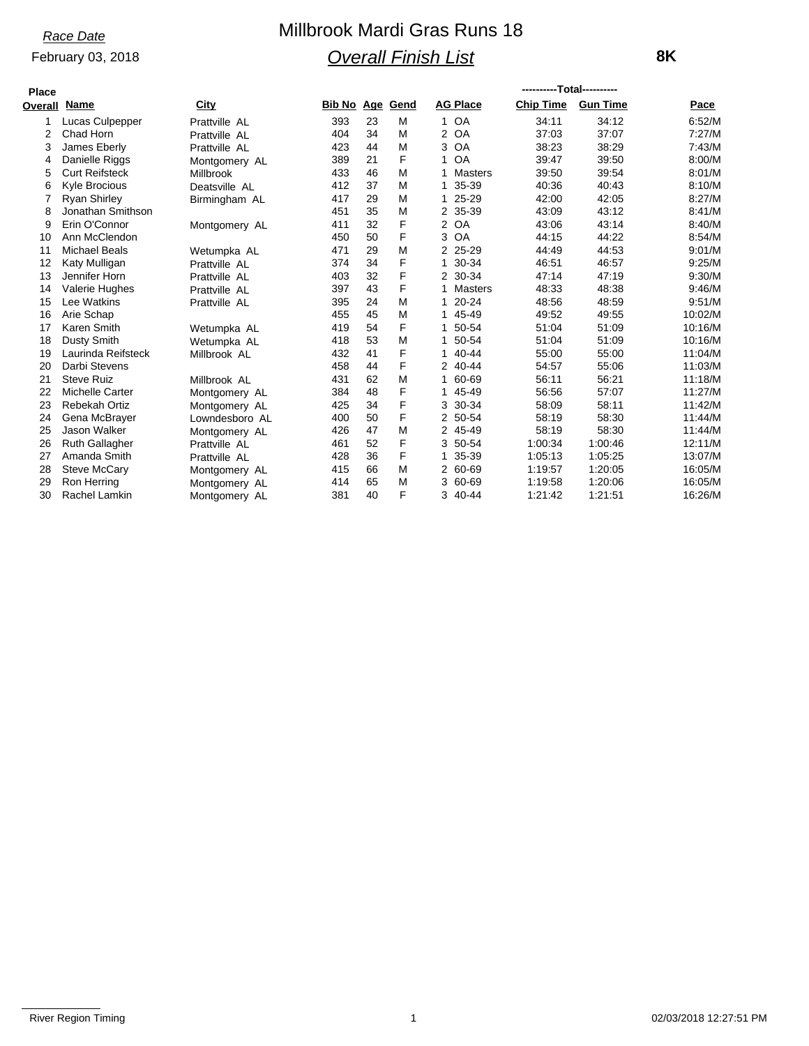*Race Date*

February 03, 2018

# Millbrook Mardi Gras Runs 18

## *Overall Finish List*

**8K**

| Place Overall | Name | City | Bib No | Age | Gend | AG Place | ----------Total---------- Chip Time | Gun Time | Pace |
|---|---|---|---|---|---|---|---|---|---|
| 1 | Lucas Culpepper | Prattville AL | 393 | 23 | M | 1 OA | 34:11 | 34:12 | 6:52/M |
| 2 | Chad Horn | Prattville AL | 404 | 34 | M | 2 OA | 37:03 | 37:07 | 7:27/M |
| 3 | James Eberly | Prattville AL | 423 | 44 | M | 3 OA | 38:23 | 38:29 | 7:43/M |
| 4 | Danielle Riggs | Montgomery AL | 389 | 21 | F | 1 OA | 39:47 | 39:50 | 8:00/M |
| 5 | Curt Reifsteck | Millbrook | 433 | 46 | M | 1 Masters | 39:50 | 39:54 | 8:01/M |
| 6 | Kyle Brocious | Deatsville AL | 412 | 37 | M | 1 35-39 | 40:36 | 40:43 | 8:10/M |
| 7 | Ryan Shirley | Birmingham AL | 417 | 29 | M | 1 25-29 | 42:00 | 42:05 | 8:27/M |
| 8 | Jonathan Smithson | | 451 | 35 | M | 2 35-39 | 43:09 | 43:12 | 8:41/M |
| 9 | Erin O'Connor | Montgomery AL | 411 | 32 | F | 2 OA | 43:06 | 43:14 | 8:40/M |
| 10 | Ann McClendon | | 450 | 50 | F | 3 OA | 44:15 | 44:22 | 8:54/M |
| 11 | Michael Beals | Wetumpka AL | 471 | 29 | M | 2 25-29 | 44:49 | 44:53 | 9:01/M |
| 12 | Katy Mulligan | Prattville AL | 374 | 34 | F | 1 30-34 | 46:51 | 46:57 | 9:25/M |
| 13 | Jennifer Horn | Prattville AL | 403 | 32 | F | 2 30-34 | 47:14 | 47:19 | 9:30/M |
| 14 | Valerie Hughes | Prattville AL | 397 | 43 | F | 1 Masters | 48:33 | 48:38 | 9:46/M |
| 15 | Lee Watkins | Prattville AL | 395 | 24 | M | 1 20-24 | 48:56 | 48:59 | 9:51/M |
| 16 | Arie Schap | | 455 | 45 | M | 1 45-49 | 49:52 | 49:55 | 10:02/M |
| 17 | Karen Smith | Wetumpka AL | 419 | 54 | F | 1 50-54 | 51:04 | 51:09 | 10:16/M |
| 18 | Dusty Smith | Wetumpka AL | 418 | 53 | M | 1 50-54 | 51:04 | 51:09 | 10:16/M |
| 19 | Laurinda Reifsteck | Millbrook AL | 432 | 41 | F | 1 40-44 | 55:00 | 55:00 | 11:04/M |
| 20 | Darbi Stevens | | 458 | 44 | F | 2 40-44 | 54:57 | 55:06 | 11:03/M |
| 21 | Steve Ruiz | Millbrook AL | 431 | 62 | M | 1 60-69 | 56:11 | 56:21 | 11:18/M |
| 22 | Michelle Carter | Montgomery AL | 384 | 48 | F | 1 45-49 | 56:56 | 57:07 | 11:27/M |
| 23 | Rebekah Ortiz | Montgomery AL | 425 | 34 | F | 3 30-34 | 58:09 | 58:11 | 11:42/M |
| 24 | Gena McBrayer | Lowndesboro AL | 400 | 50 | F | 2 50-54 | 58:19 | 58:30 | 11:44/M |
| 25 | Jason Walker | Montgomery AL | 426 | 47 | M | 2 45-49 | 58:19 | 58:30 | 11:44/M |
| 26 | Ruth Gallagher | Prattville AL | 461 | 52 | F | 3 50-54 | 1:00:34 | 1:00:46 | 12:11/M |
| 27 | Amanda Smith | Prattville AL | 428 | 36 | F | 1 35-39 | 1:05:13 | 1:05:25 | 13:07/M |
| 28 | Steve McCary | Montgomery AL | 415 | 66 | M | 2 60-69 | 1:19:57 | 1:20:05 | 16:05/M |
| 29 | Ron Herring | Montgomery AL | 414 | 65 | M | 3 60-69 | 1:19:58 | 1:20:06 | 16:05/M |
| 30 | Rachel Lamkin | Montgomery AL | 381 | 40 | F | 3 40-44 | 1:21:42 | 1:21:51 | 16:26/M |

River Region Timing

02/03/2018 12:27:51 PM